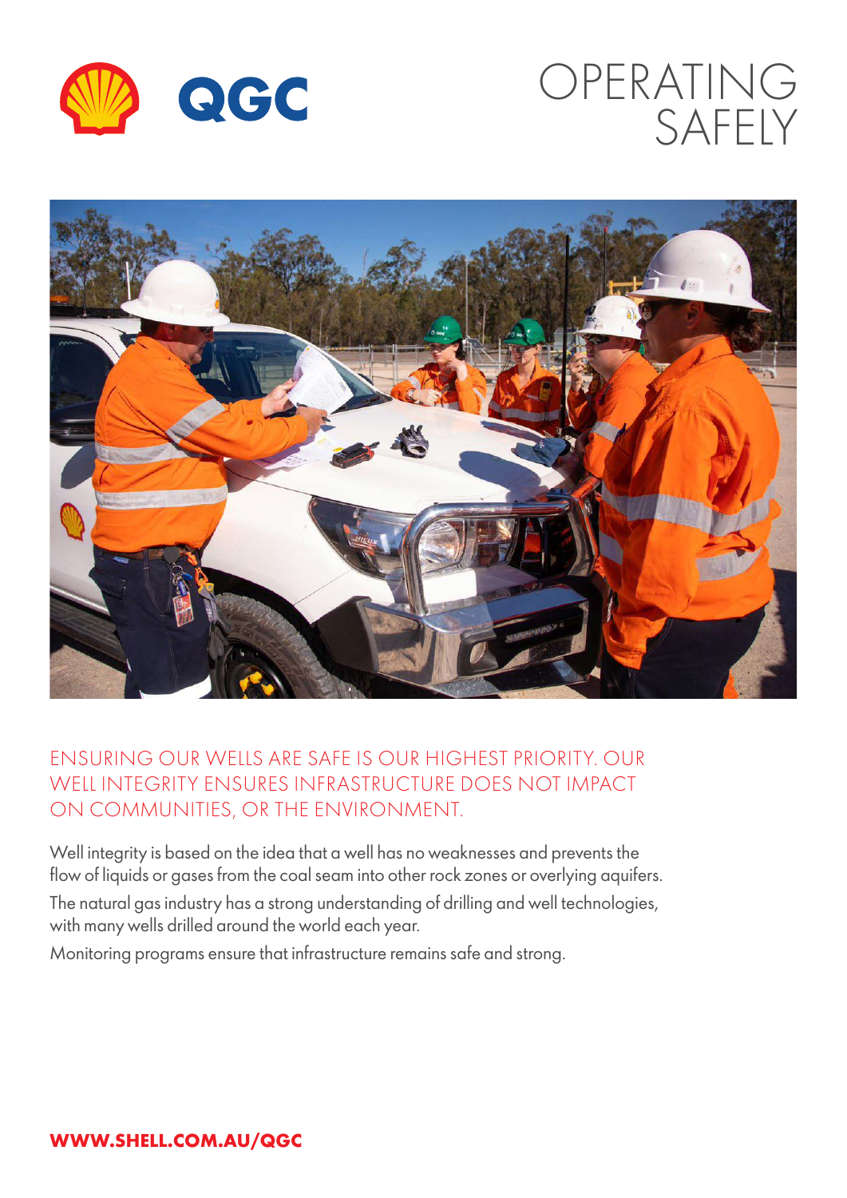# OPERATING SAFELY

## ENSURING OUR WELLS ARE SAFE IS OUR HIGHEST PRIORITY. OUR WELL INTEGRITY ENSURES INFRASTRUCTURE DOES NOT IMPACT ON COMMUNITIES, OR THE ENVIRONMENT.

Well integrity is based on the idea that a well has no weaknesses and prevents the flow of liquids or gases from the coal seam into other rock zones or overlying aquifers.

The natural gas industry has a strong understanding of drilling and well technologies, with many wells drilled around the world each year.

Monitoring programs ensure that infrastructure remains safe and strong.

**WWW.SHELL.COM.AU/QGC**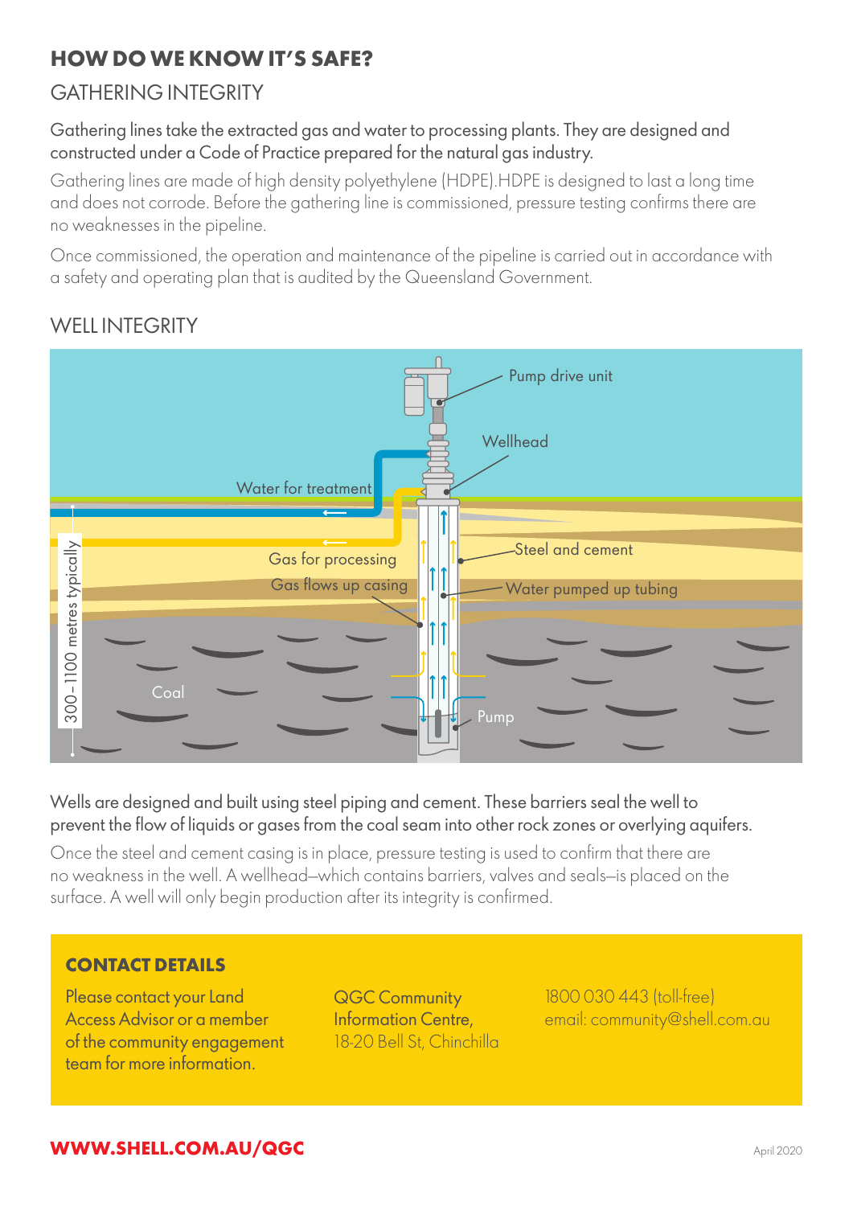## HOW DO WE KNOW IT'S SAFE?

### GATHERING INTEGRITY

Gathering lines take the extracted gas and water to processing plants. They are designed and constructed under a Code of Practice prepared for the natural gas industry.

Gathering lines are made of high density polyethylene (HDPE).HDPE is designed to last a long time and does not corrode. Before the gathering line is commissioned, pressure testing confirms there are no weaknesses in the pipeline.

Once commissioned, the operation and maintenance of the pipeline is carried out in accordance with a safety and operating plan that is audited by the Queensland Government.

### WELL INTEGRITY

Pump drive unit
Wellhead
Water for treatment
Gas for processing
Gas flows up casing
Steel and cement
Water pumped up tubing
300–1100 metres typically
Coal
Pump

Wells are designed and built using steel piping and cement. These barriers seal the well to prevent the flow of liquids or gases from the coal seam into other rock zones or overlying aquifers.

Once the steel and cement casing is in place, pressure testing is used to confirm that there are no weakness in the well. A wellhead–which contains barriers, valves and seals–is placed on the surface. A well will only begin production after its integrity is confirmed.

### CONTACT DETAILS

Please contact your Land Access Advisor or a member of the community engagement team for more information.

QGC Community Information Centre,
18-20 Bell St, Chinchilla

1800 030 443 (toll-free)
email: community@shell.com.au

**WWW.SHELL.COM.AU/QGC**

April 2020